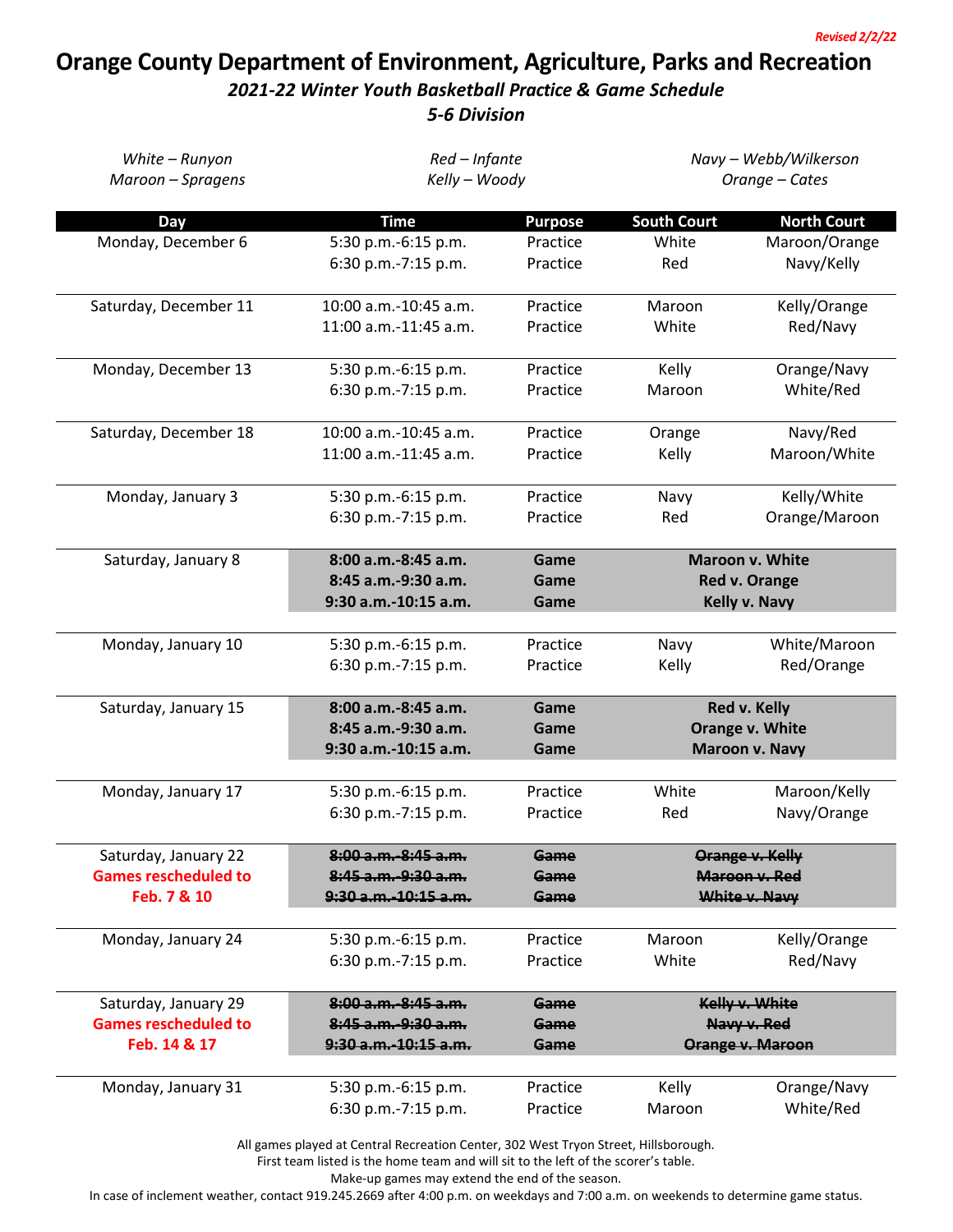*Revised 2/2/22*

# Orange County Department of Environment, Agriculture, Parks and Recreation

## *2021-22 Winter Youth Basketball Practice & Game Schedule*

## *5-6 Division*

*White – Runyon* | *Red – Infante* | *Navy – Webb/Wilkerson*
*Maroon – Spragens* | *Kelly – Woody* | *Orange – Cates*

| Day | Time | Purpose | South Court | North Court |
|---|---|---|---|---|
| Monday, December 6 | 5:30 p.m.-6:15 p.m. | Practice | White | Maroon/Orange |
| | 6:30 p.m.-7:15 p.m. | Practice | Red | Navy/Kelly |
| Saturday, December 11 | 10:00 a.m.-10:45 a.m. | Practice | Maroon | Kelly/Orange |
| | 11:00 a.m.-11:45 a.m. | Practice | White | Red/Navy |
| Monday, December 13 | 5:30 p.m.-6:15 p.m. | Practice | Kelly | Orange/Navy |
| | 6:30 p.m.-7:15 p.m. | Practice | Maroon | White/Red |
| Saturday, December 18 | 10:00 a.m.-10:45 a.m. | Practice | Orange | Navy/Red |
| | 11:00 a.m.-11:45 a.m. | Practice | Kelly | Maroon/White |
| Monday, January 3 | 5:30 p.m.-6:15 p.m. | Practice | Navy | Kelly/White |
| | 6:30 p.m.-7:15 p.m. | Practice | Red | Orange/Maroon |
| Saturday, January 8 | **8:00 a.m.-8:45 a.m.** | **Game** | **Maroon v. White** | |
| | **8:45 a.m.-9:30 a.m.** | **Game** | **Red v. Orange** | |
| | **9:30 a.m.-10:15 a.m.** | **Game** | **Kelly v. Navy** | |
| Monday, January 10 | 5:30 p.m.-6:15 p.m. | Practice | Navy | White/Maroon |
| | 6:30 p.m.-7:15 p.m. | Practice | Kelly | Red/Orange |
| Saturday, January 15 | **8:00 a.m.-8:45 a.m.** | **Game** | **Red v. Kelly** | |
| | **8:45 a.m.-9:30 a.m.** | **Game** | **Orange v. White** | |
| | **9:30 a.m.-10:15 a.m.** | **Game** | **Maroon v. Navy** | |
| Monday, January 17 | 5:30 p.m.-6:15 p.m. | Practice | White | Maroon/Kelly |
| | 6:30 p.m.-7:15 p.m. | Practice | Red | Navy/Orange |
| Saturday, January 22 **Games rescheduled to Feb. 7 & 10** | ~~8:00 a.m.-8:45 a.m.~~ | ~~Game~~ | ~~Orange v. Kelly~~ | |
| | ~~8:45 a.m.-9:30 a.m.~~ | ~~Game~~ | ~~Maroon v. Red~~ | |
| | ~~9:30 a.m.-10:15 a.m.~~ | ~~Game~~ | ~~White v. Navy~~ | |
| Monday, January 24 | 5:30 p.m.-6:15 p.m. | Practice | Maroon | Kelly/Orange |
| | 6:30 p.m.-7:15 p.m. | Practice | White | Red/Navy |
| Saturday, January 29 **Games rescheduled to Feb. 14 & 17** | ~~8:00 a.m.-8:45 a.m.~~ | ~~Game~~ | ~~Kelly v. White~~ | |
| | ~~8:45 a.m.-9:30 a.m.~~ | ~~Game~~ | ~~Navy v. Red~~ | |
| | ~~9:30 a.m.-10:15 a.m.~~ | ~~Game~~ | ~~Orange v. Maroon~~ | |
| Monday, January 31 | 5:30 p.m.-6:15 p.m. | Practice | Kelly | Orange/Navy |
| | 6:30 p.m.-7:15 p.m. | Practice | Maroon | White/Red |

All games played at Central Recreation Center, 302 West Tryon Street, Hillsborough.
First team listed is the home team and will sit to the left of the scorer's table.
Make-up games may extend the end of the season.
In case of inclement weather, contact 919.245.2669 after 4:00 p.m. on weekdays and 7:00 a.m. on weekends to determine game status.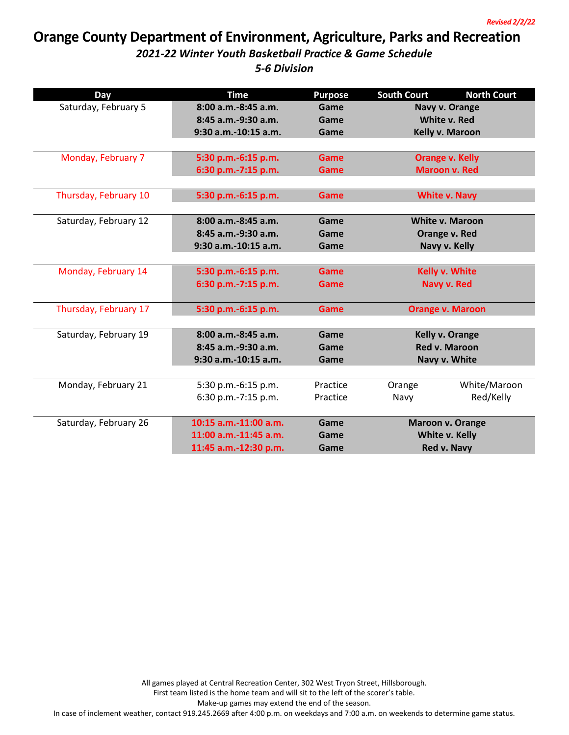*Revised 2/2/22*

# Orange County Department of Environment, Agriculture, Parks and Recreation

### *2021-22 Winter Youth Basketball Practice & Game Schedule*

### *5-6 Division*

| Day | Time | Purpose | South Court | North Court |
|---|---|---|---|---|
| Saturday, February 5 | **8:00 a.m.-8:45 a.m.** | **Game** | **Navy v. Orange** | |
| | **8:45 a.m.-9:30 a.m.** | **Game** | **White v. Red** | |
| | **9:30 a.m.-10:15 a.m.** | **Game** | **Kelly v. Maroon** | |
| Monday, February 7 | **5:30 p.m.-6:15 p.m.** | **Game** | **Orange v. Kelly** | |
| | **6:30 p.m.-7:15 p.m.** | **Game** | **Maroon v. Red** | |
| Thursday, February 10 | **5:30 p.m.-6:15 p.m.** | **Game** | **White v. Navy** | |
| Saturday, February 12 | **8:00 a.m.-8:45 a.m.** | **Game** | **White v. Maroon** | |
| | **8:45 a.m.-9:30 a.m.** | **Game** | **Orange v. Red** | |
| | **9:30 a.m.-10:15 a.m.** | **Game** | **Navy v. Kelly** | |
| Monday, February 14 | **5:30 p.m.-6:15 p.m.** | **Game** | **Kelly v. White** | |
| | **6:30 p.m.-7:15 p.m.** | **Game** | **Navy v. Red** | |
| Thursday, February 17 | **5:30 p.m.-6:15 p.m.** | **Game** | **Orange v. Maroon** | |
| Saturday, February 19 | **8:00 a.m.-8:45 a.m.** | **Game** | **Kelly v. Orange** | |
| | **8:45 a.m.-9:30 a.m.** | **Game** | **Red v. Maroon** | |
| | **9:30 a.m.-10:15 a.m.** | **Game** | **Navy v. White** | |
| Monday, February 21 | 5:30 p.m.-6:15 p.m. | Practice | Orange | White/Maroon |
| | 6:30 p.m.-7:15 p.m. | Practice | Navy | Red/Kelly |
| Saturday, February 26 | **10:15 a.m.-11:00 a.m.** | **Game** | **Maroon v. Orange** | |
| | **11:00 a.m.-11:45 a.m.** | **Game** | **White v. Kelly** | |
| | **11:45 a.m.-12:30 p.m.** | **Game** | **Red v. Navy** | |

All games played at Central Recreation Center, 302 West Tryon Street, Hillsborough.
First team listed is the home team and will sit to the left of the scorer's table.
Make-up games may extend the end of the season.
In case of inclement weather, contact 919.245.2669 after 4:00 p.m. on weekdays and 7:00 a.m. on weekends to determine game status.